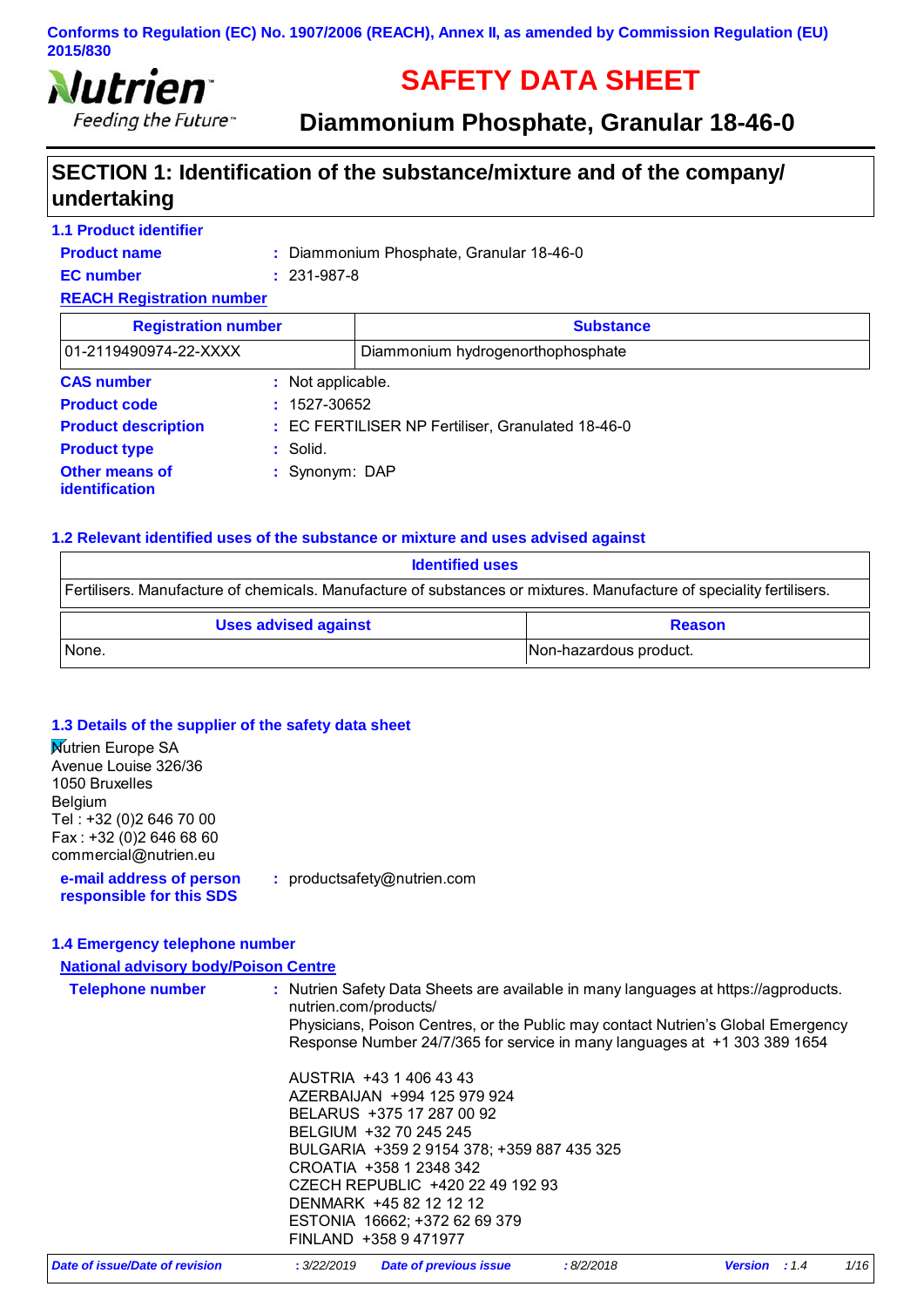Conforms to Regulation (EC) No. 1907/2006 (REACH), Annex II, as amended by Commission Regulation (EU) 2015/830

Nutrien
Feeding the Future™

# SAFETY DATA SHEET

## Diammonium Phosphate, Granular 18-46-0

## SECTION 1: Identification of the substance/mixture and of the company/ undertaking

### 1.1 Product identifier

**Product name** : Diammonium Phosphate, Granular 18-46-0

**EC number** : 231-987-8

**REACH Registration number**

| Registration number | Substance |
|---|---|
| 01-2119490974-22-XXXX | Diammonium hydrogenorthophosphate |

**CAS number** : Not applicable.

**Product code** : 1527-30652

**Product description** : EC FERTILISER NP Fertiliser, Granulated 18-46-0

**Product type** : Solid.

**Other means of identification** : Synonym: DAP

### 1.2 Relevant identified uses of the substance or mixture and uses advised against

| Identified uses |
|---|
| Fertilisers. Manufacture of chemicals. Manufacture of substances or mixtures. Manufacture of speciality fertilisers. |

| Uses advised against | Reason |
|---|---|
| None. | Non-hazardous product. |

### 1.3 Details of the supplier of the safety data sheet

Nutrien Europe SA
Avenue Louise 326/36
1050 Bruxelles
Belgium
Tel : +32 (0)2 646 70 00
Fax : +32 (0)2 646 68 60
commercial@nutrien.eu

**e-mail address of person responsible for this SDS** : productsafety@nutrien.com

### 1.4 Emergency telephone number

**National advisory body/Poison Centre**

**Telephone number** : Nutrien Safety Data Sheets are available in many languages at https://agproducts.nutrien.com/products/
Physicians, Poison Centres, or the Public may contact Nutrien's Global Emergency Response Number 24/7/365 for service in many languages at +1 303 389 1654

AUSTRIA +43 1 406 43 43
AZERBAIJAN +994 125 979 924
BELARUS +375 17 287 00 92
BELGIUM +32 70 245 245
BULGARIA +359 2 9154 378; +359 887 435 325
CROATIA +358 1 2348 342
CZECH REPUBLIC +420 22 49 192 93
DENMARK +45 82 12 12 12
ESTONIA 16662; +372 62 69 379
FINLAND +358 9 471977

*Date of issue/Date of revision* : 3/22/2019 *Date of previous issue* : 8/2/2018 *Version* : 1.4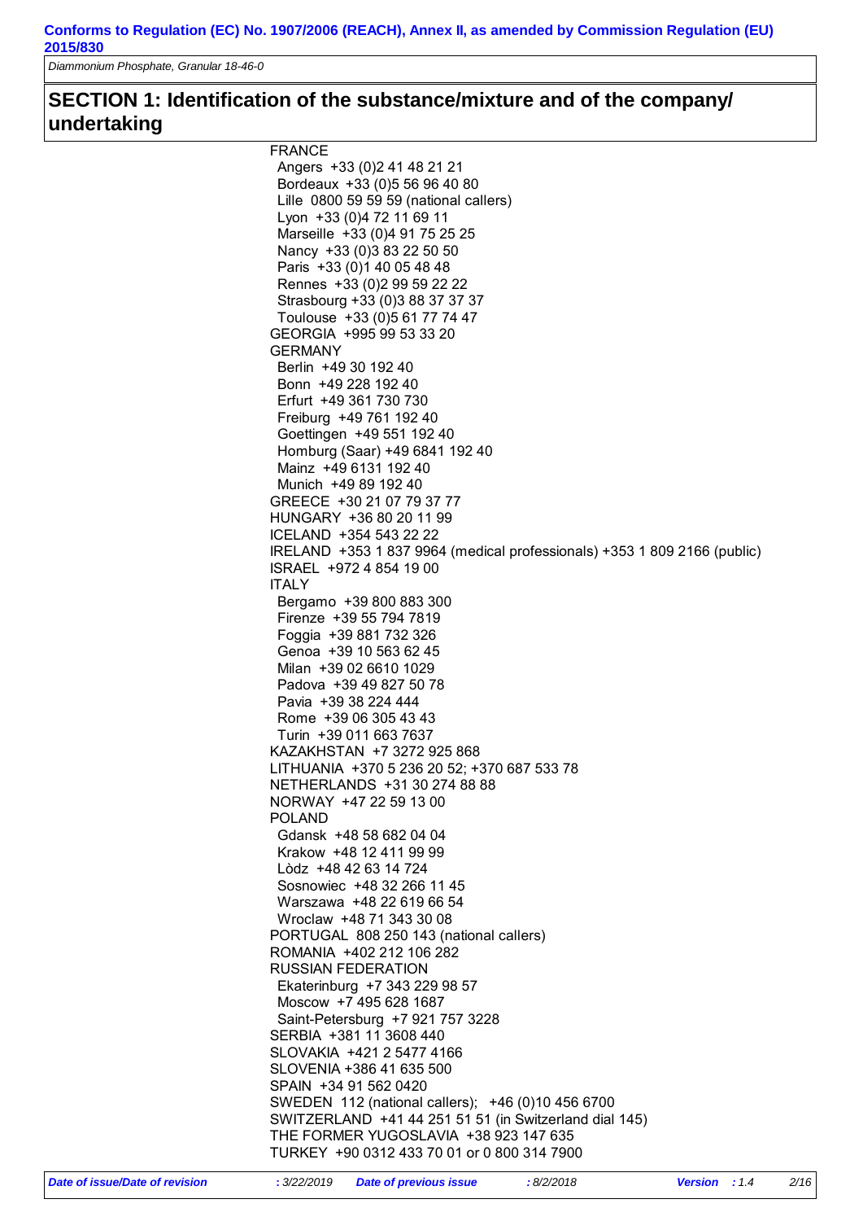## SECTION 1: Identification of the substance/mixture and of the company/ undertaking

FRANCE
- Angers +33 (0)2 41 48 21 21
- Bordeaux +33 (0)5 56 96 40 80
- Lille 0800 59 59 59 (national callers)
- Lyon +33 (0)4 72 11 69 11
- Marseille +33 (0)4 91 75 25 25
- Nancy +33 (0)3 83 22 50 50
- Paris +33 (0)1 40 05 48 48
- Rennes +33 (0)2 99 59 22 22
- Strasbourg +33 (0)3 88 37 37 37
- Toulouse +33 (0)5 61 77 74 47

GEORGIA +995 99 53 33 20

GERMANY
- Berlin +49 30 192 40
- Bonn +49 228 192 40
- Erfurt +49 361 730 730
- Freiburg +49 761 192 40
- Goettingen +49 551 192 40
- Homburg (Saar) +49 6841 192 40
- Mainz +49 6131 192 40
- Munich +49 89 192 40

GREECE +30 21 07 79 37 77

HUNGARY +36 80 20 11 99

ICELAND +354 543 22 22

IRELAND +353 1 837 9964 (medical professionals) +353 1 809 2166 (public)

ISRAEL +972 4 854 19 00

ITALY
- Bergamo +39 800 883 300
- Firenze +39 55 794 7819
- Foggia +39 881 732 326
- Genoa +39 10 563 62 45
- Milan +39 02 6610 1029
- Padova +39 49 827 50 78
- Pavia +39 38 224 444
- Rome +39 06 305 43 43
- Turin +39 011 663 7637

KAZAKHSTAN +7 3272 925 868

LITHUANIA +370 5 236 20 52; +370 687 533 78

NETHERLANDS +31 30 274 88 88

NORWAY +47 22 59 13 00

POLAND
- Gdansk +48 58 682 04 04
- Krakow +48 12 411 99 99
- Lòdz +48 42 63 14 724
- Sosnowiec +48 32 266 11 45
- Warszawa +48 22 619 66 54
- Wroclaw +48 71 343 30 08

PORTUGAL 808 250 143 (national callers)

ROMANIA +402 212 106 282

RUSSIAN FEDERATION
- Ekaterinburg +7 343 229 98 57
- Moscow +7 495 628 1687
- Saint-Petersburg +7 921 757 3228

SERBIA +381 11 3608 440

SLOVAKIA +421 2 5477 4166

SLOVENIA +386 41 635 500

SPAIN +34 91 562 0420

SWEDEN 112 (national callers); +46 (0)10 456 6700

SWITZERLAND +41 44 251 51 51 (in Switzerland dial 145)

THE FORMER YUGOSLAVIA +38 923 147 635

TURKEY +90 0312 433 70 01 or 0 800 314 7900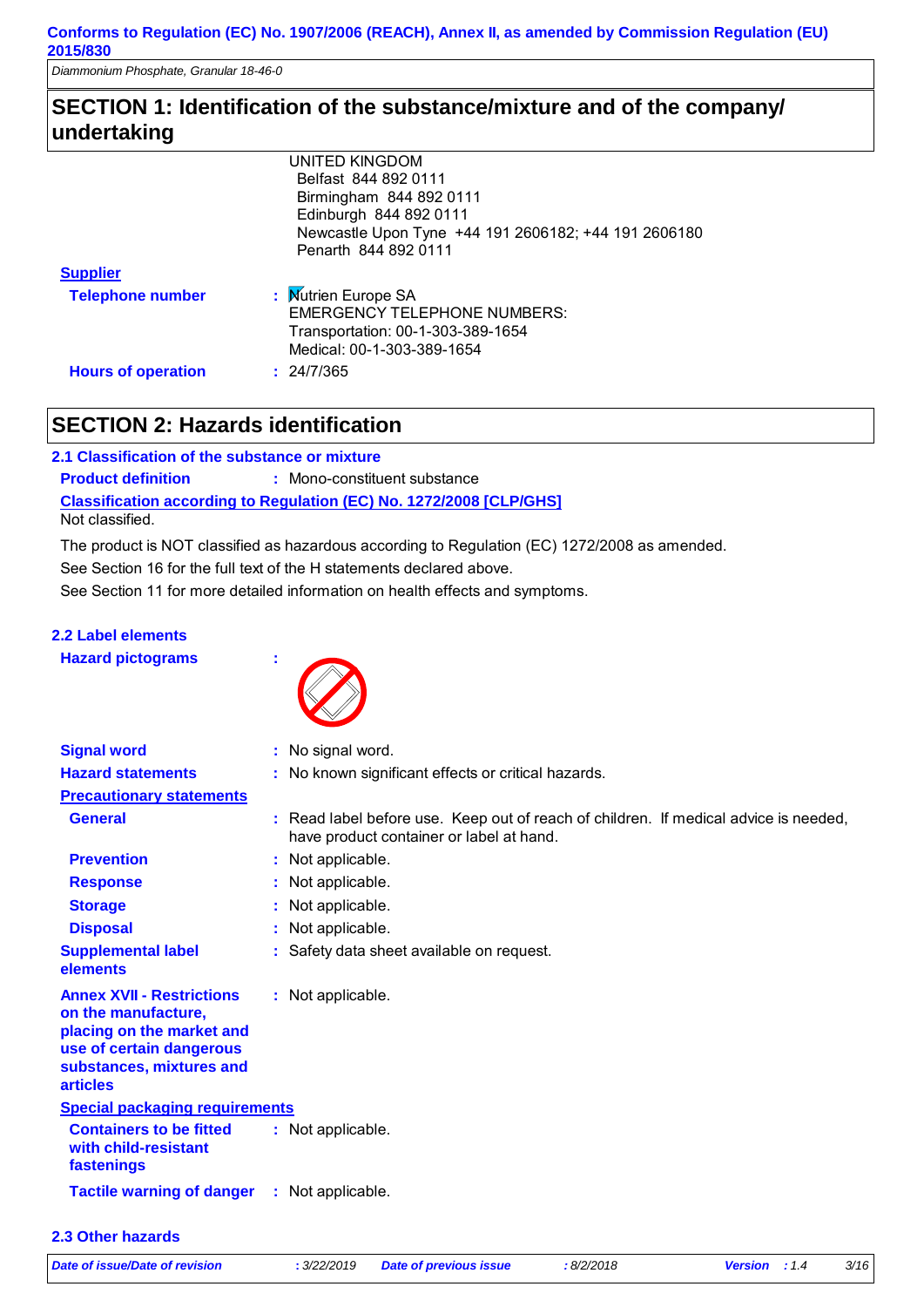## SECTION 1: Identification of the substance/mixture and of the company/ undertaking

UNITED KINGDOM
Belfast 844 892 0111
Birmingham 844 892 0111
Edinburgh 844 892 0111
Newcastle Upon Tyne +44 191 2606182; +44 191 2606180
Penarth 844 892 0111

**Supplier**

**Telephone number** : Nutrien Europe SA
EMERGENCY TELEPHONE NUMBERS:
Transportation: 00-1-303-389-1654
Medical: 00-1-303-389-1654

**Hours of operation** : 24/7/365

## SECTION 2: Hazards identification

### 2.1 Classification of the substance or mixture

**Product definition** : Mono-constituent substance

**Classification according to Regulation (EC) No. 1272/2008 [CLP/GHS]**

Not classified.

The product is NOT classified as hazardous according to Regulation (EC) 1272/2008 as amended.

See Section 16 for the full text of the H statements declared above.

See Section 11 for more detailed information on health effects and symptoms.

### 2.2 Label elements

**Hazard pictograms** :

**Signal word** : No signal word.

**Hazard statements** : No known significant effects or critical hazards.

**Precautionary statements**

**General** : Read label before use. Keep out of reach of children. If medical advice is needed, have product container or label at hand.

**Prevention** : Not applicable.

**Response** : Not applicable.

**Storage** : Not applicable.

**Disposal** : Not applicable.

**Supplemental label elements** : Safety data sheet available on request.

**Annex XVII - Restrictions on the manufacture, placing on the market and use of certain dangerous substances, mixtures and articles** : Not applicable.

**Special packaging requirements**

**Containers to be fitted with child-resistant fastenings** : Not applicable.

**Tactile warning of danger** : Not applicable.

### 2.3 Other hazards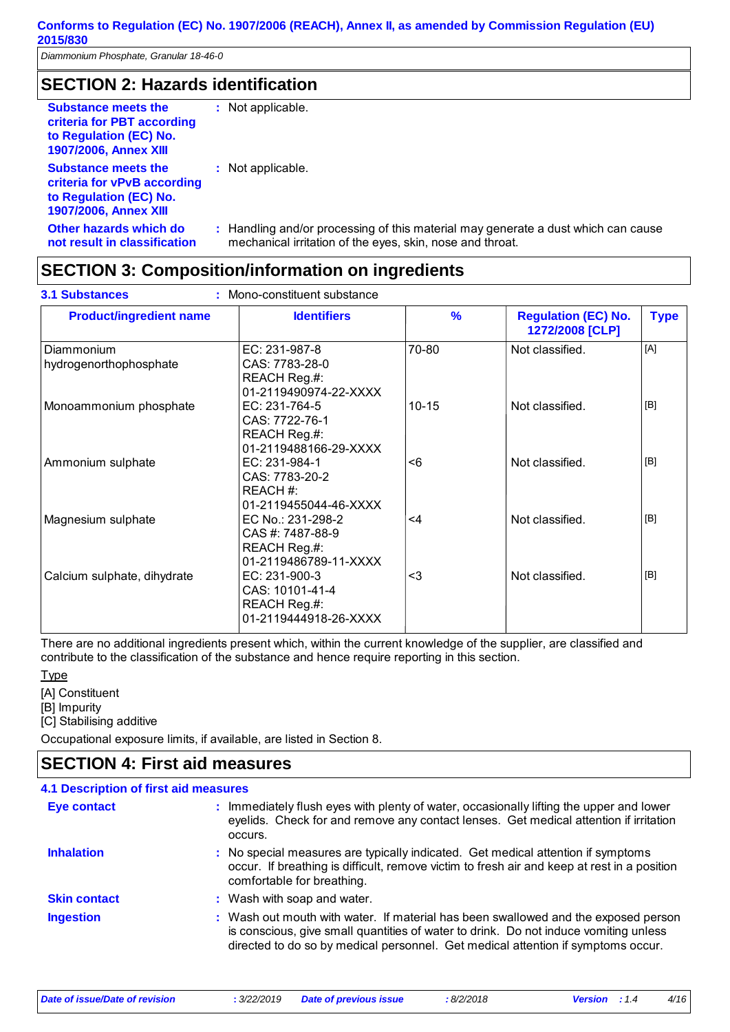## SECTION 2: Hazards identification

**Substance meets the criteria for PBT according to Regulation (EC) No. 1907/2006, Annex XIII** : Not applicable.

**Substance meets the criteria for vPvB according to Regulation (EC) No. 1907/2006, Annex XIII** : Not applicable.

**Other hazards which do not result in classification** : Handling and/or processing of this material may generate a dust which can cause mechanical irritation of the eyes, skin, nose and throat.

## SECTION 3: Composition/information on ingredients

**3.1 Substances** : Mono-constituent substance

| Product/ingredient name | Identifiers | % | Regulation (EC) No. 1272/2008 [CLP] | Type |
|---|---|---|---|---|
| Diammonium hydrogenorthophosphate | EC: 231-987-8<br>CAS: 7783-28-0<br>REACH Reg.#: 01-2119490974-22-XXXX | 70-80 | Not classified. | [A] |
| Monoammonium phosphate | EC: 231-764-5<br>CAS: 7722-76-1<br>REACH Reg.#: 01-2119488166-29-XXXX | 10-15 | Not classified. | [B] |
| Ammonium sulphate | EC: 231-984-1<br>CAS: 7783-20-2<br>REACH #: 01-2119455044-46-XXXX | <6 | Not classified. | [B] |
| Magnesium sulphate | EC No.: 231-298-2<br>CAS #: 7487-88-9<br>REACH Reg.#: 01-2119486789-11-XXXX | <4 | Not classified. | [B] |
| Calcium sulphate, dihydrate | EC: 231-900-3<br>CAS: 10101-41-4<br>REACH Reg.#: 01-2119444918-26-XXXX | <3 | Not classified. | [B] |

There are no additional ingredients present which, within the current knowledge of the supplier, are classified and contribute to the classification of the substance and hence require reporting in this section.

Type

[A] Constituent
[B] Impurity
[C] Stabilising additive

Occupational exposure limits, if available, are listed in Section 8.

## SECTION 4: First aid measures

### 4.1 Description of first aid measures

**Eye contact** : Immediately flush eyes with plenty of water, occasionally lifting the upper and lower eyelids. Check for and remove any contact lenses. Get medical attention if irritation occurs.

**Inhalation** : No special measures are typically indicated. Get medical attention if symptoms occur. If breathing is difficult, remove victim to fresh air and keep at rest in a position comfortable for breathing.

**Skin contact** : Wash with soap and water.

**Ingestion** : Wash out mouth with water. If material has been swallowed and the exposed person is conscious, give small quantities of water to drink. Do not induce vomiting unless directed to do so by medical personnel. Get medical attention if symptoms occur.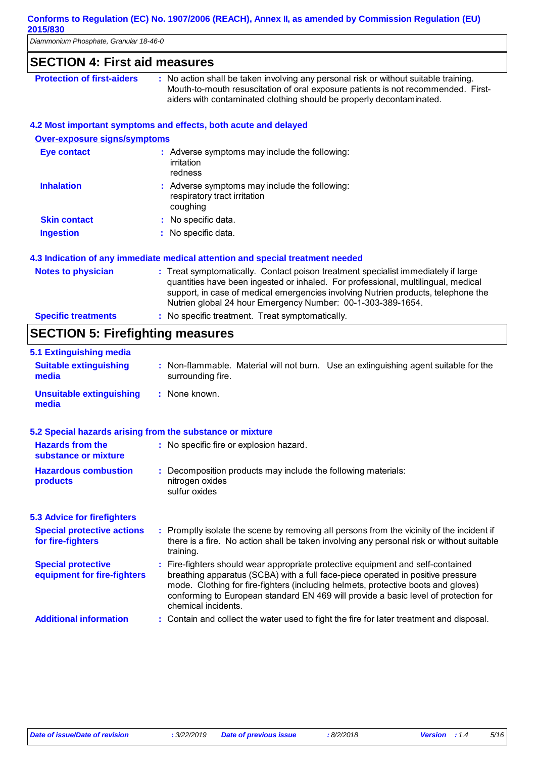## SECTION 4: First aid measures

**Protection of first-aiders** : No action shall be taken involving any personal risk or without suitable training. Mouth-to-mouth resuscitation of oral exposure patients is not recommended. First-aiders with contaminated clothing should be properly decontaminated.

### 4.2 Most important symptoms and effects, both acute and delayed

**Over-exposure signs/symptoms**

**Eye contact** : Adverse symptoms may include the following:
irritation
redness

**Inhalation** : Adverse symptoms may include the following:
respiratory tract irritation
coughing

**Skin contact** : No specific data.

**Ingestion** : No specific data.

### 4.3 Indication of any immediate medical attention and special treatment needed

**Notes to physician** : Treat symptomatically. Contact poison treatment specialist immediately if large quantities have been ingested or inhaled. For professional, multilingual, medical support, in case of medical emergencies involving Nutrien products, telephone the Nutrien global 24 hour Emergency Number: 00-1-303-389-1654.

**Specific treatments** : No specific treatment. Treat symptomatically.

## SECTION 5: Firefighting measures

### 5.1 Extinguishing media

**Suitable extinguishing media** : Non-flammable. Material will not burn. Use an extinguishing agent suitable for the surrounding fire.

**Unsuitable extinguishing media** : None known.

### 5.2 Special hazards arising from the substance or mixture

**Hazards from the substance or mixture** : No specific fire or explosion hazard.

**Hazardous combustion products** : Decomposition products may include the following materials:
nitrogen oxides
sulfur oxides

### 5.3 Advice for firefighters

**Special protective actions for fire-fighters** : Promptly isolate the scene by removing all persons from the vicinity of the incident if there is a fire. No action shall be taken involving any personal risk or without suitable training.

**Special protective equipment for fire-fighters** : Fire-fighters should wear appropriate protective equipment and self-contained breathing apparatus (SCBA) with a full face-piece operated in positive pressure mode. Clothing for fire-fighters (including helmets, protective boots and gloves) conforming to European standard EN 469 will provide a basic level of protection for chemical incidents.

**Additional information** : Contain and collect the water used to fight the fire for later treatment and disposal.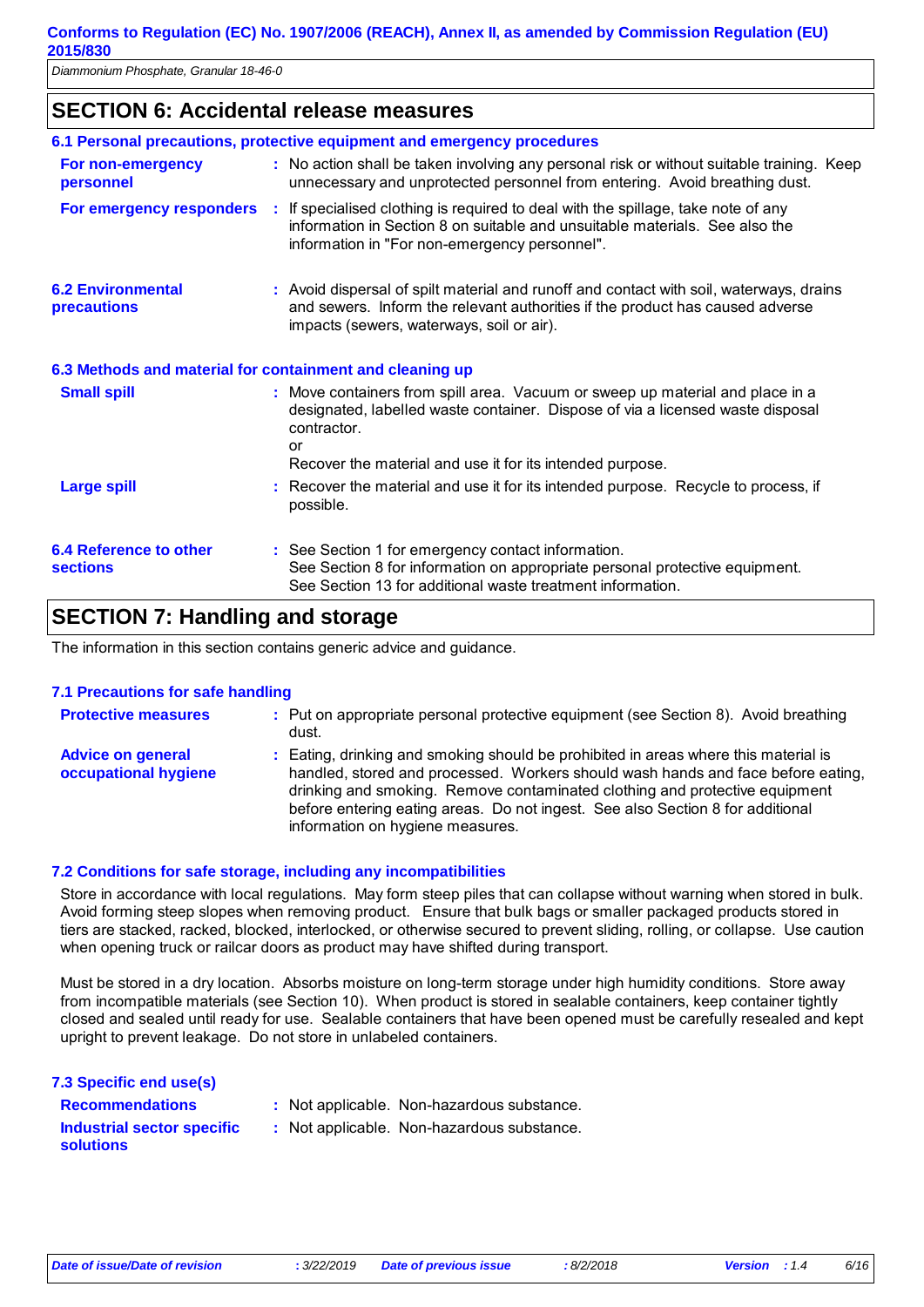## SECTION 6: Accidental release measures

### 6.1 Personal precautions, protective equipment and emergency procedures

| | |
|---|---|
| **For non-emergency personnel** | : No action shall be taken involving any personal risk or without suitable training. Keep unnecessary and unprotected personnel from entering. Avoid breathing dust. |
| **For emergency responders** | : If specialised clothing is required to deal with the spillage, take note of any information in Section 8 on suitable and unsuitable materials. See also the information in "For non-emergency personnel". |

| | |
|---|---|
| **6.2 Environmental precautions** | : Avoid dispersal of spilt material and runoff and contact with soil, waterways, drains and sewers. Inform the relevant authorities if the product has caused adverse impacts (sewers, waterways, soil or air). |

### 6.3 Methods and material for containment and cleaning up

| | |
|---|---|
| **Small spill** | : Move containers from spill area. Vacuum or sweep up material and place in a designated, labelled waste container. Dispose of via a licensed waste disposal contractor.<br>or<br>Recover the material and use it for its intended purpose. |
| **Large spill** | : Recover the material and use it for its intended purpose. Recycle to process, if possible. |

| | |
|---|---|
| **6.4 Reference to other sections** | : See Section 1 for emergency contact information.<br>See Section 8 for information on appropriate personal protective equipment.<br>See Section 13 for additional waste treatment information. |

## SECTION 7: Handling and storage

The information in this section contains generic advice and guidance.

### 7.1 Precautions for safe handling

| | |
|---|---|
| **Protective measures** | : Put on appropriate personal protective equipment (see Section 8). Avoid breathing dust. |
| **Advice on general occupational hygiene** | : Eating, drinking and smoking should be prohibited in areas where this material is handled, stored and processed. Workers should wash hands and face before eating, drinking and smoking. Remove contaminated clothing and protective equipment before entering eating areas. Do not ingest. See also Section 8 for additional information on hygiene measures. |

### 7.2 Conditions for safe storage, including any incompatibilities

Store in accordance with local regulations. May form steep piles that can collapse without warning when stored in bulk. Avoid forming steep slopes when removing product. Ensure that bulk bags or smaller packaged products stored in tiers are stacked, racked, blocked, interlocked, or otherwise secured to prevent sliding, rolling, or collapse. Use caution when opening truck or railcar doors as product may have shifted during transport.

Must be stored in a dry location. Absorbs moisture on long-term storage under high humidity conditions. Store away from incompatible materials (see Section 10). When product is stored in sealable containers, keep container tightly closed and sealed until ready for use. Sealable containers that have been opened must be carefully resealed and kept upright to prevent leakage. Do not store in unlabeled containers.

### 7.3 Specific end use(s)

| | |
|---|---|
| **Recommendations** | : Not applicable. Non-hazardous substance. |
| **Industrial sector specific solutions** | : Not applicable. Non-hazardous substance. |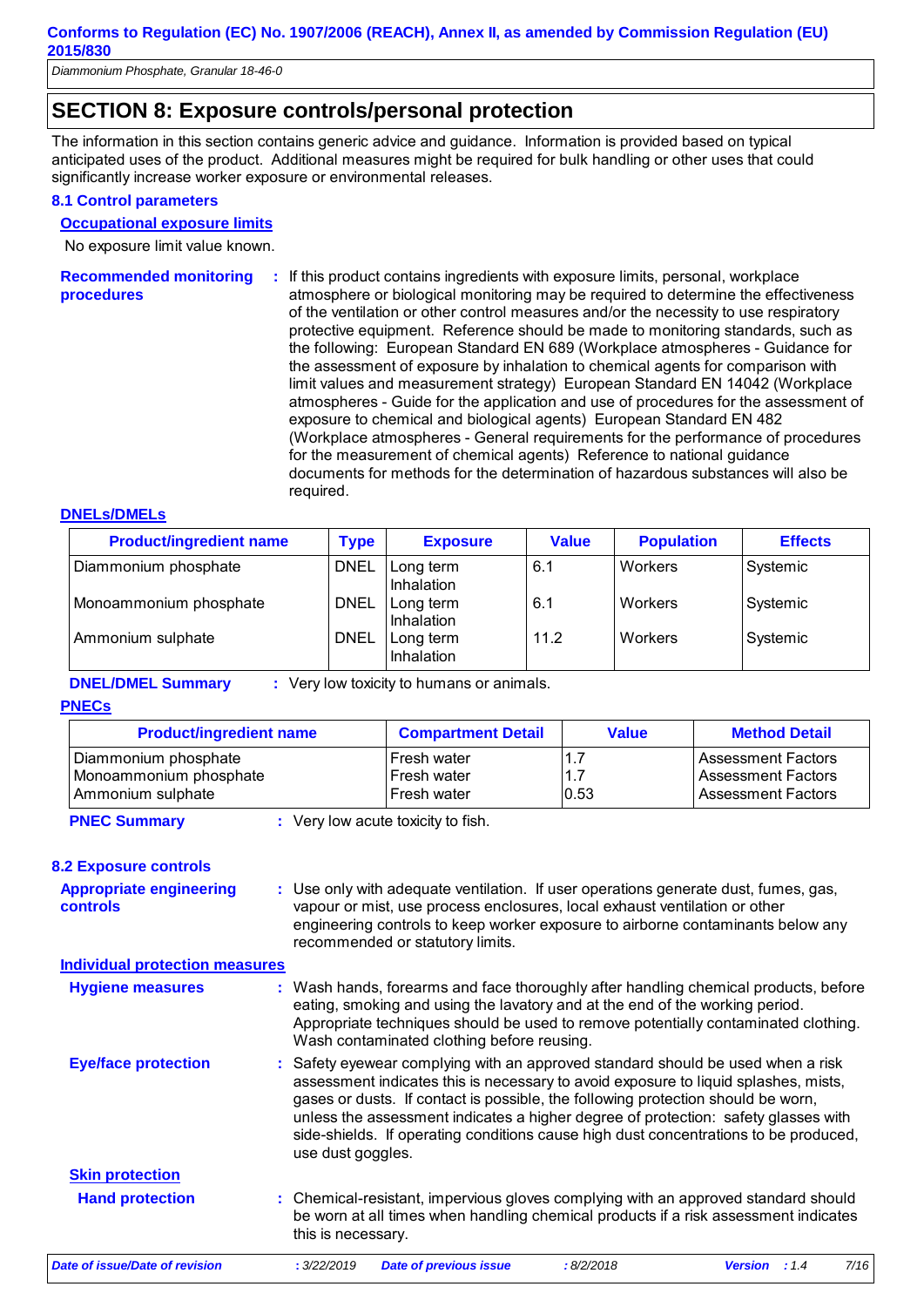## SECTION 8: Exposure controls/personal protection

The information in this section contains generic advice and guidance. Information is provided based on typical anticipated uses of the product. Additional measures might be required for bulk handling or other uses that could significantly increase worker exposure or environmental releases.

### 8.1 Control parameters

**Occupational exposure limits**

No exposure limit value known.

**Recommended monitoring procedures** : If this product contains ingredients with exposure limits, personal, workplace atmosphere or biological monitoring may be required to determine the effectiveness of the ventilation or other control measures and/or the necessity to use respiratory protective equipment. Reference should be made to monitoring standards, such as the following: European Standard EN 689 (Workplace atmospheres - Guidance for the assessment of exposure by inhalation to chemical agents for comparison with limit values and measurement strategy) European Standard EN 14042 (Workplace atmospheres - Guide for the application and use of procedures for the assessment of exposure to chemical and biological agents) European Standard EN 482 (Workplace atmospheres - General requirements for the performance of procedures for the measurement of chemical agents) Reference to national guidance documents for methods for the determination of hazardous substances will also be required.

**DNELs/DMELs**

| Product/ingredient name | Type | Exposure | Value | Population | Effects |
|---|---|---|---|---|---|
| Diammonium phosphate | DNEL | Long term Inhalation | 6.1 | Workers | Systemic |
| Monoammonium phosphate | DNEL | Long term Inhalation | 6.1 | Workers | Systemic |
| Ammonium sulphate | DNEL | Long term Inhalation | 11.2 | Workers | Systemic |

**DNEL/DMEL Summary** : Very low toxicity to humans or animals.

**PNECs**

| Product/ingredient name | Compartment Detail | Value | Method Detail |
|---|---|---|---|
| Diammonium phosphate | Fresh water | 1.7 | Assessment Factors |
| Monoammonium phosphate | Fresh water | 1.7 | Assessment Factors |
| Ammonium sulphate | Fresh water | 0.53 | Assessment Factors |

**PNEC Summary** : Very low acute toxicity to fish.

### 8.2 Exposure controls

**Appropriate engineering controls** : Use only with adequate ventilation. If user operations generate dust, fumes, gas, vapour or mist, use process enclosures, local exhaust ventilation or other engineering controls to keep worker exposure to airborne contaminants below any recommended or statutory limits.

**Individual protection measures**

**Hygiene measures** : Wash hands, forearms and face thoroughly after handling chemical products, before eating, smoking and using the lavatory and at the end of the working period. Appropriate techniques should be used to remove potentially contaminated clothing. Wash contaminated clothing before reusing.

**Eye/face protection** : Safety eyewear complying with an approved standard should be used when a risk assessment indicates this is necessary to avoid exposure to liquid splashes, mists, gases or dusts. If contact is possible, the following protection should be worn, unless the assessment indicates a higher degree of protection: safety glasses with side-shields. If operating conditions cause high dust concentrations to be produced, use dust goggles.

**Skin protection**

**Hand protection** : Chemical-resistant, impervious gloves complying with an approved standard should be worn at all times when handling chemical products if a risk assessment indicates this is necessary.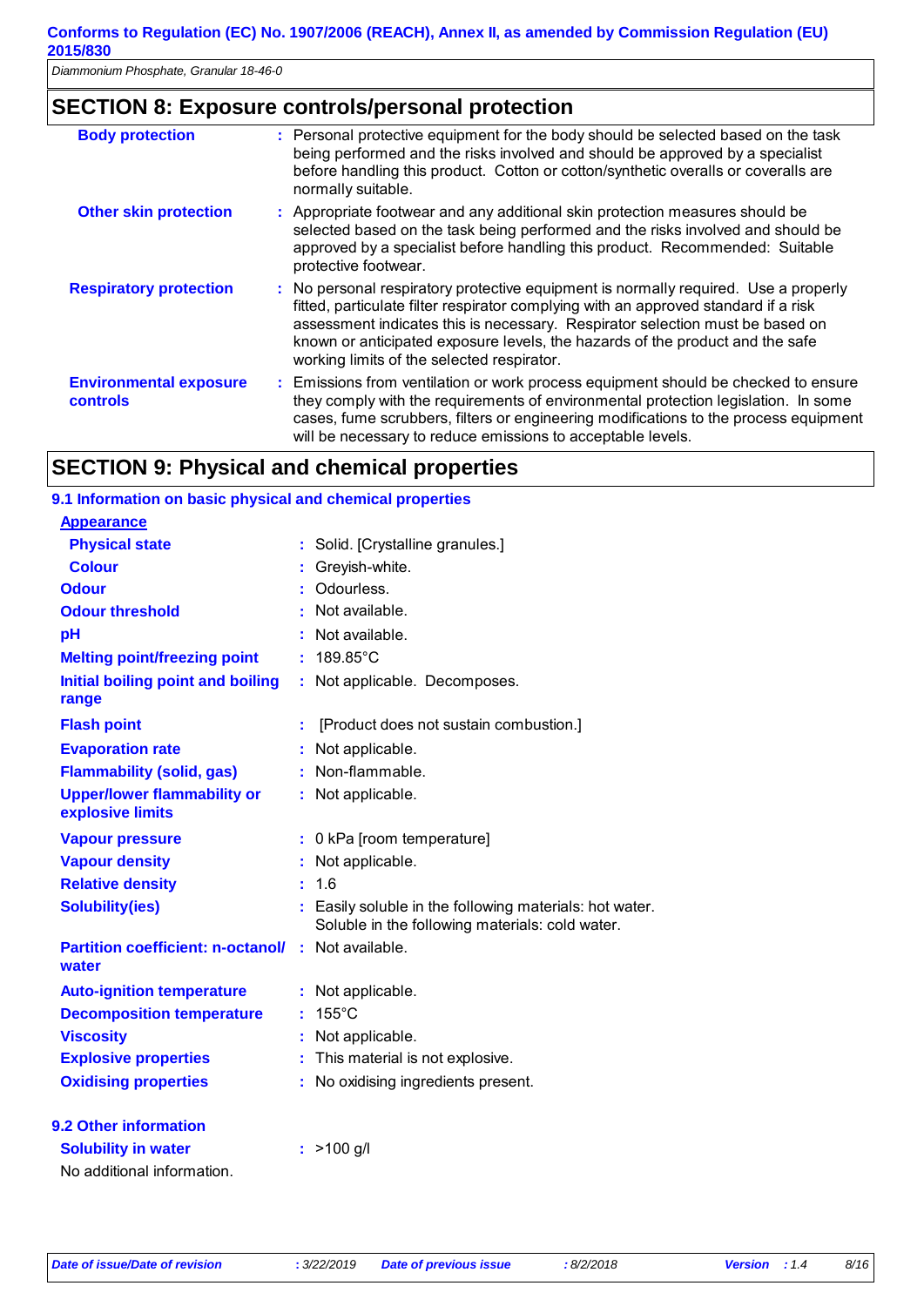## SECTION 8: Exposure controls/personal protection

| | |
|---|---|
| **Body protection** | : Personal protective equipment for the body should be selected based on the task being performed and the risks involved and should be approved by a specialist before handling this product. Cotton or cotton/synthetic overalls or coveralls are normally suitable. |
| **Other skin protection** | : Appropriate footwear and any additional skin protection measures should be selected based on the task being performed and the risks involved and should be approved by a specialist before handling this product. Recommended: Suitable protective footwear. |
| **Respiratory protection** | : No personal respiratory protective equipment is normally required. Use a properly fitted, particulate filter respirator complying with an approved standard if a risk assessment indicates this is necessary. Respirator selection must be based on known or anticipated exposure levels, the hazards of the product and the safe working limits of the selected respirator. |
| **Environmental exposure controls** | : Emissions from ventilation or work process equipment should be checked to ensure they comply with the requirements of environmental protection legislation. In some cases, fume scrubbers, filters or engineering modifications to the process equipment will be necessary to reduce emissions to acceptable levels. |

## SECTION 9: Physical and chemical properties

### 9.1 Information on basic physical and chemical properties

**Appearance**

| | |
|---|---|
| **Physical state** | : Solid. [Crystalline granules.] |
| **Colour** | : Greyish-white. |
| **Odour** | : Odourless. |
| **Odour threshold** | : Not available. |
| **pH** | : Not available. |
| **Melting point/freezing point** | : 189.85°C |
| **Initial boiling point and boiling range** | : Not applicable. Decomposes. |
| **Flash point** | : [Product does not sustain combustion.] |
| **Evaporation rate** | : Not applicable. |
| **Flammability (solid, gas)** | : Non-flammable. |
| **Upper/lower flammability or explosive limits** | : Not applicable. |
| **Vapour pressure** | : 0 kPa [room temperature] |
| **Vapour density** | : Not applicable. |
| **Relative density** | : 1.6 |
| **Solubility(ies)** | : Easily soluble in the following materials: hot water. Soluble in the following materials: cold water. |
| **Partition coefficient: n-octanol/water** | : Not available. |
| **Auto-ignition temperature** | : Not applicable. |
| **Decomposition temperature** | : 155°C |
| **Viscosity** | : Not applicable. |
| **Explosive properties** | : This material is not explosive. |
| **Oxidising properties** | : No oxidising ingredients present. |

### 9.2 Other information

| | |
|---|---|
| **Solubility in water** | : >100 g/l |

No additional information.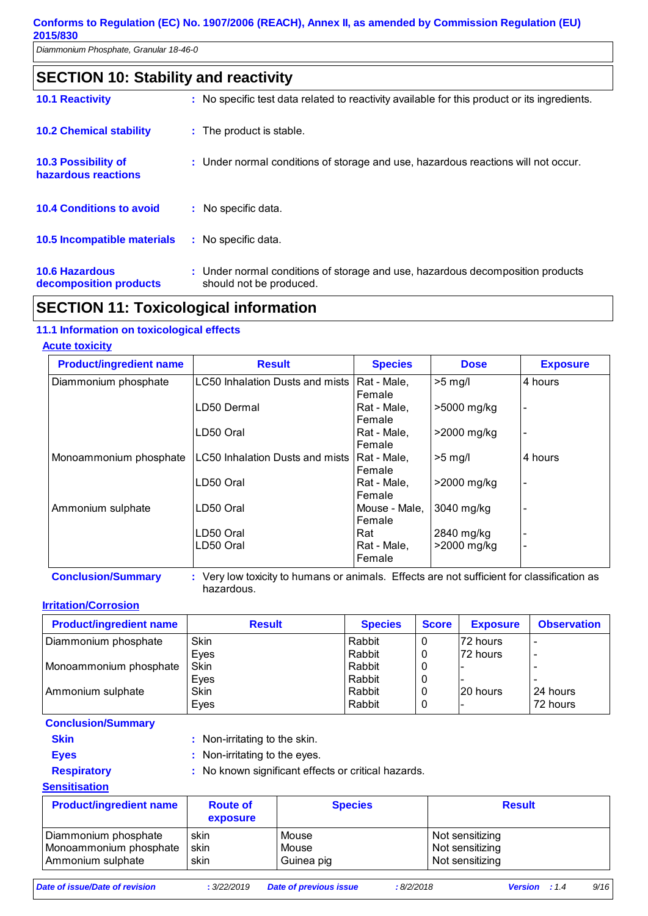## SECTION 10: Stability and reactivity

**10.1 Reactivity** : No specific test data related to reactivity available for this product or its ingredients.

**10.2 Chemical stability** : The product is stable.

**10.3 Possibility of hazardous reactions** : Under normal conditions of storage and use, hazardous reactions will not occur.

**10.4 Conditions to avoid** : No specific data.

**10.5 Incompatible materials** : No specific data.

**10.6 Hazardous decomposition products** : Under normal conditions of storage and use, hazardous decomposition products should not be produced.

## SECTION 11: Toxicological information

### 11.1 Information on toxicological effects

**Acute toxicity**

| Product/ingredient name | Result | Species | Dose | Exposure |
|---|---|---|---|---|
| Diammonium phosphate | LC50 Inhalation Dusts and mists | Rat - Male, Female | >5 mg/l | 4 hours |
| | LD50 Dermal | Rat - Male, Female | >5000 mg/kg | - |
| | LD50 Oral | Rat - Male, Female | >2000 mg/kg | - |
| Monoammonium phosphate | LC50 Inhalation Dusts and mists | Rat - Male, Female | >5 mg/l | 4 hours |
| | LD50 Oral | Rat - Male, Female | >2000 mg/kg | - |
| Ammonium sulphate | LD50 Oral | Mouse - Male, Female | 3040 mg/kg | - |
| | LD50 Oral | Rat | 2840 mg/kg | - |
| | LD50 Oral | Rat - Male, Female | >2000 mg/kg | - |

**Conclusion/Summary** : Very low toxicity to humans or animals. Effects are not sufficient for classification as hazardous.

**Irritation/Corrosion**

| Product/ingredient name | Result | Species | Score | Exposure | Observation |
|---|---|---|---|---|---|
| Diammonium phosphate | Skin | Rabbit | 0 | 72 hours | - |
| | Eyes | Rabbit | 0 | 72 hours | - |
| Monoammonium phosphate | Skin | Rabbit | 0 | - | - |
| | Eyes | Rabbit | 0 | - | - |
| Ammonium sulphate | Skin | Rabbit | 0 | 20 hours | 24 hours |
| | Eyes | Rabbit | 0 | - | 72 hours |

**Conclusion/Summary**

**Skin** : Non-irritating to the skin.

**Eyes** : Non-irritating to the eyes.

**Respiratory** : No known significant effects or critical hazards.

**Sensitisation**

| Product/ingredient name | Route of exposure | Species | Result |
|---|---|---|---|
| Diammonium phosphate | skin | Mouse | Not sensitizing |
| Monoammonium phosphate | skin | Mouse | Not sensitizing |
| Ammonium sulphate | skin | Guinea pig | Not sensitizing |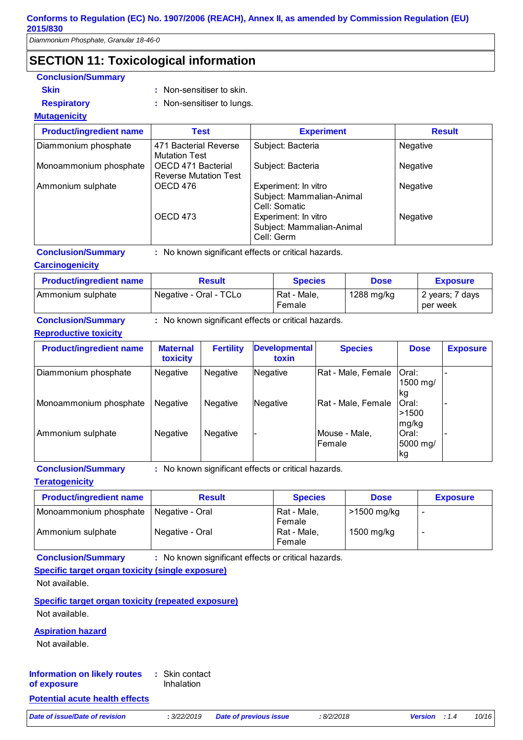## SECTION 11: Toxicological information

**Conclusion/Summary**

**Skin** : Non-sensitiser to skin.

**Respiratory** : Non-sensitiser to lungs.

**Mutagenicity**

| Product/ingredient name | Test | Experiment | Result |
|---|---|---|---|
| Diammonium phosphate | 471 Bacterial Reverse Mutation Test | Subject: Bacteria | Negative |
| Monoammonium phosphate | OECD 471 Bacterial Reverse Mutation Test | Subject: Bacteria | Negative |
| Ammonium sulphate | OECD 476 | Experiment: In vitro<br>Subject: Mammalian-Animal<br>Cell: Somatic | Negative |
| | OECD 473 | Experiment: In vitro<br>Subject: Mammalian-Animal<br>Cell: Germ | Negative |

**Conclusion/Summary** : No known significant effects or critical hazards.

**Carcinogenicity**

| Product/ingredient name | Result | Species | Dose | Exposure |
|---|---|---|---|---|
| Ammonium sulphate | Negative - Oral - TCLo | Rat - Male, Female | 1288 mg/kg | 2 years; 7 days per week |

**Conclusion/Summary** : No known significant effects or critical hazards.

**Reproductive toxicity**

| Product/ingredient name | Maternal toxicity | Fertility | Developmental toxin | Species | Dose | Exposure |
|---|---|---|---|---|---|---|
| Diammonium phosphate | Negative | Negative | Negative | Rat - Male, Female | Oral: 1500 mg/kg | - |
| Monoammonium phosphate | Negative | Negative | Negative | Rat - Male, Female | Oral: >1500 mg/kg | - |
| Ammonium sulphate | Negative | Negative | - | Mouse - Male, Female | Oral: 5000 mg/kg | - |

**Conclusion/Summary** : No known significant effects or critical hazards.

**Teratogenicity**

| Product/ingredient name | Result | Species | Dose | Exposure |
|---|---|---|---|---|
| Monoammonium phosphate | Negative - Oral | Rat - Male, Female | >1500 mg/kg | - |
| Ammonium sulphate | Negative - Oral | Rat - Male, Female | 1500 mg/kg | - |

**Conclusion/Summary** : No known significant effects or critical hazards.

**Specific target organ toxicity (single exposure)**

Not available.

**Specific target organ toxicity (repeated exposure)**

Not available.

**Aspiration hazard**

Not available.

**Information on likely routes of exposure** : Skin contact
Inhalation

**Potential acute health effects**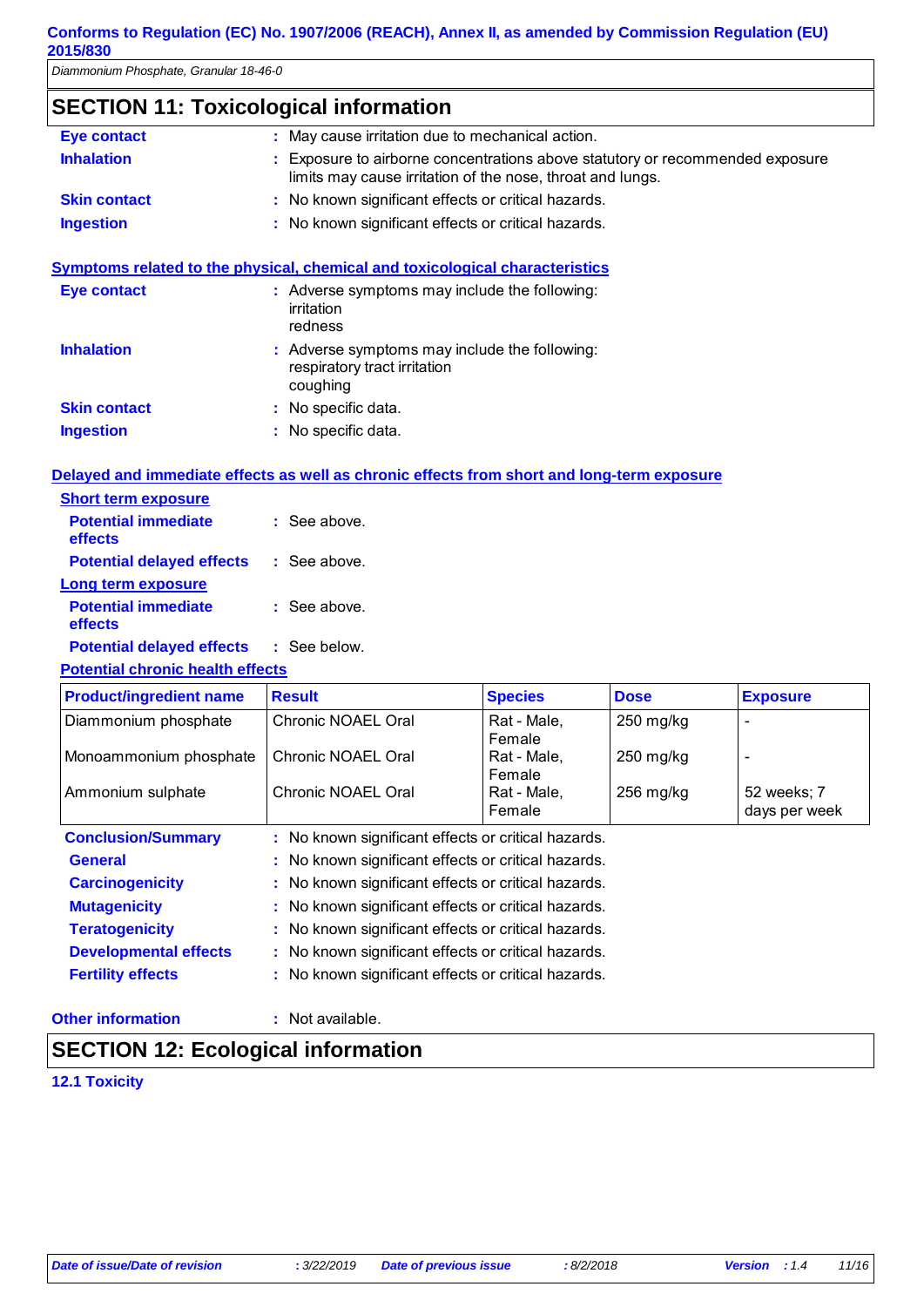## SECTION 11: Toxicological information

**Eye contact** : May cause irritation due to mechanical action.

**Inhalation** : Exposure to airborne concentrations above statutory or recommended exposure limits may cause irritation of the nose, throat and lungs.

**Skin contact** : No known significant effects or critical hazards.

**Ingestion** : No known significant effects or critical hazards.

**Symptoms related to the physical, chemical and toxicological characteristics**

**Eye contact** : Adverse symptoms may include the following:
irritation
redness

**Inhalation** : Adverse symptoms may include the following:
respiratory tract irritation
coughing

**Skin contact** : No specific data.

**Ingestion** : No specific data.

**Delayed and immediate effects as well as chronic effects from short and long-term exposure**

**Short term exposure**

**Potential immediate effects** : See above.

**Potential delayed effects** : See above.

**Long term exposure**

**Potential immediate effects** : See above.

**Potential delayed effects** : See below.

**Potential chronic health effects**

| Product/ingredient name | Result | Species | Dose | Exposure |
|---|---|---|---|---|
| Diammonium phosphate | Chronic NOAEL Oral | Rat - Male, Female | 250 mg/kg | - |
| Monoammonium phosphate | Chronic NOAEL Oral | Rat - Male, Female | 250 mg/kg | - |
| Ammonium sulphate | Chronic NOAEL Oral | Rat - Male, Female | 256 mg/kg | 52 weeks; 7 days per week |

**Conclusion/Summary** : No known significant effects or critical hazards.

**General** : No known significant effects or critical hazards.

**Carcinogenicity** : No known significant effects or critical hazards.

**Mutagenicity** : No known significant effects or critical hazards.

**Teratogenicity** : No known significant effects or critical hazards.

**Developmental effects** : No known significant effects or critical hazards.

**Fertility effects** : No known significant effects or critical hazards.

**Other information** : Not available.

## SECTION 12: Ecological information

**12.1 Toxicity**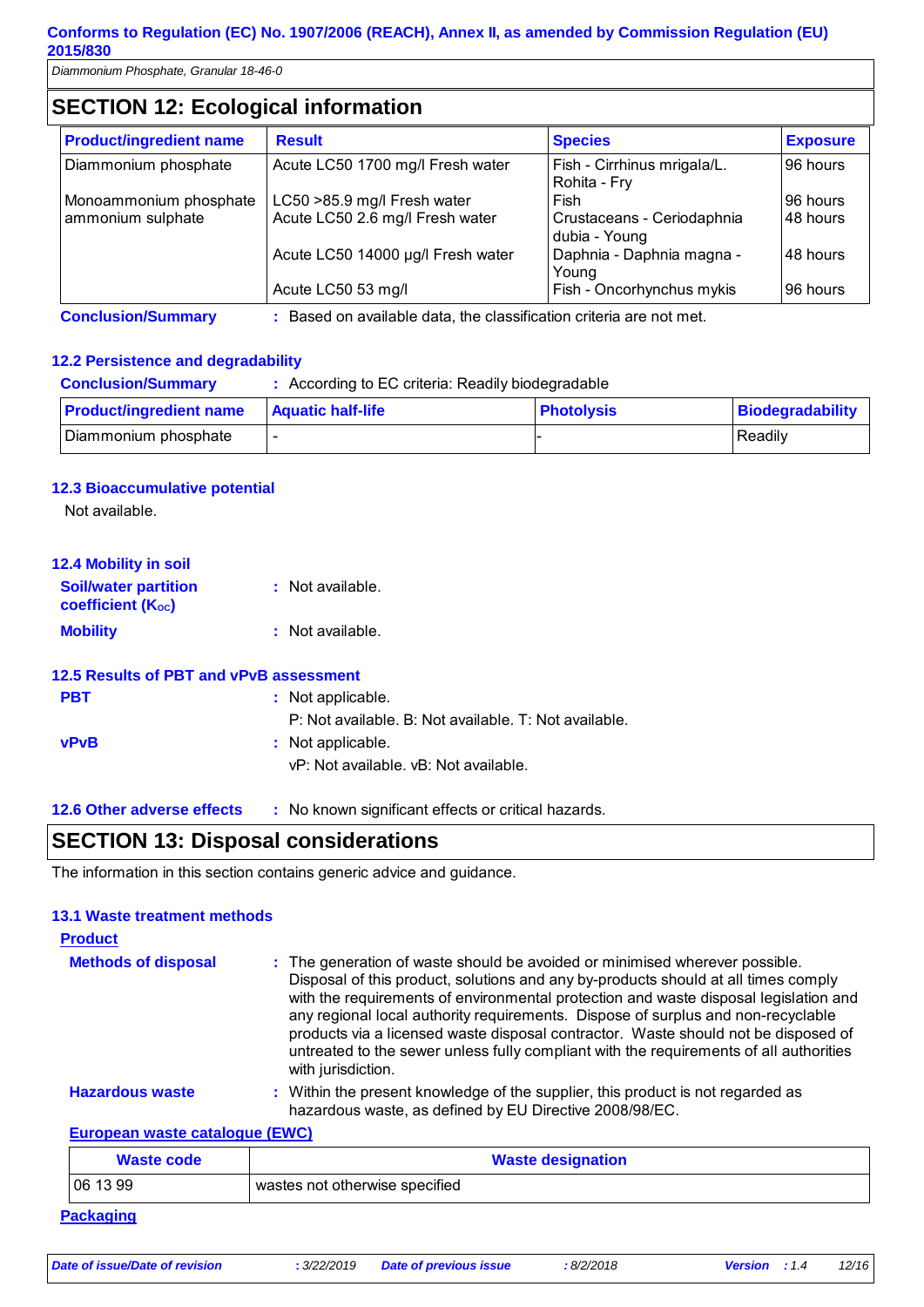## SECTION 12: Ecological information

| Product/ingredient name | Result | Species | Exposure |
|---|---|---|---|
| Diammonium phosphate | Acute LC50 1700 mg/l Fresh water | Fish - Cirrhinus mrigala/L. Rohita - Fry | 96 hours |
| Monoammonium phosphate | LC50 >85.9 mg/l Fresh water | Fish | 96 hours |
| ammonium sulphate | Acute LC50 2.6 mg/l Fresh water | Crustaceans - Ceriodaphnia dubia - Young | 48 hours |
| | Acute LC50 14000 µg/l Fresh water | Daphnia - Daphnia magna - Young | 48 hours |
| | Acute LC50 53 mg/l | Fish - Oncorhynchus mykis | 96 hours |

**Conclusion/Summary** : Based on available data, the classification criteria are not met.

### 12.2 Persistence and degradability

**Conclusion/Summary** : According to EC criteria: Readily biodegradable

| Product/ingredient name | Aquatic half-life | Photolysis | Biodegradability |
|---|---|---|---|
| Diammonium phosphate | - | - | Readily |

### 12.3 Bioaccumulative potential

Not available.

### 12.4 Mobility in soil

**Soil/water partition coefficient ($K_{OC}$)** : Not available.

**Mobility** : Not available.

### 12.5 Results of PBT and vPvB assessment

**PBT** : Not applicable.
P: Not available. B: Not available. T: Not available.

**vPvB** : Not applicable.
vP: Not available. vB: Not available.

**12.6 Other adverse effects** : No known significant effects or critical hazards.

## SECTION 13: Disposal considerations

The information in this section contains generic advice and guidance.

### 13.1 Waste treatment methods

**Product**

**Methods of disposal** : The generation of waste should be avoided or minimised wherever possible. Disposal of this product, solutions and any by-products should at all times comply with the requirements of environmental protection and waste disposal legislation and any regional local authority requirements. Dispose of surplus and non-recyclable products via a licensed waste disposal contractor. Waste should not be disposed of untreated to the sewer unless fully compliant with the requirements of all authorities with jurisdiction.

**Hazardous waste** : Within the present knowledge of the supplier, this product is not regarded as hazardous waste, as defined by EU Directive 2008/98/EC.

**European waste catalogue (EWC)**

| Waste code | Waste designation |
|---|---|
| 06 13 99 | wastes not otherwise specified |

**Packaging**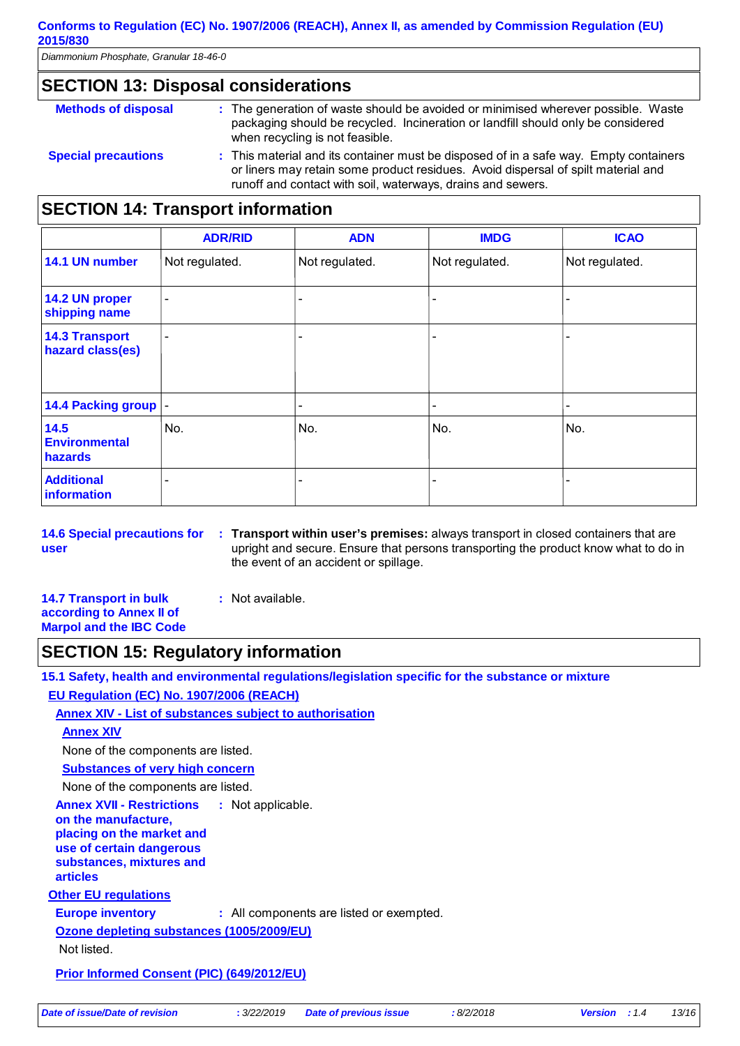## SECTION 13: Disposal considerations

**Methods of disposal** : The generation of waste should be avoided or minimised wherever possible. Waste packaging should be recycled. Incineration or landfill should only be considered when recycling is not feasible.

**Special precautions** : This material and its container must be disposed of in a safe way. Empty containers or liners may retain some product residues. Avoid dispersal of spilt material and runoff and contact with soil, waterways, drains and sewers.

## SECTION 14: Transport information

| | ADR/RID | ADN | IMDG | ICAO |
|---|---|---|---|---|
| 14.1 UN number | Not regulated. | Not regulated. | Not regulated. | Not regulated. |
| 14.2 UN proper shipping name | - | - | - | - |
| 14.3 Transport hazard class(es) | - | - | - | - |
| 14.4 Packing group | - | - | - | - |
| 14.5 Environmental hazards | No. | No. | No. | No. |
| Additional information | - | - | - | - |

**14.6 Special precautions for user** : **Transport within user's premises:** always transport in closed containers that are upright and secure. Ensure that persons transporting the product know what to do in the event of an accident or spillage.

**14.7 Transport in bulk according to Annex II of Marpol and the IBC Code** : Not available.

## SECTION 15: Regulatory information

### 15.1 Safety, health and environmental regulations/legislation specific for the substance or mixture

**EU Regulation (EC) No. 1907/2006 (REACH)**

**Annex XIV - List of substances subject to authorisation**

**Annex XIV**

None of the components are listed.

**Substances of very high concern**

None of the components are listed.

**Annex XVII - Restrictions on the manufacture, placing on the market and use of certain dangerous substances, mixtures and articles** : Not applicable.

**Other EU regulations**

**Europe inventory** : All components are listed or exempted.

**Ozone depleting substances (1005/2009/EU)**

Not listed.

**Prior Informed Consent (PIC) (649/2012/EU)**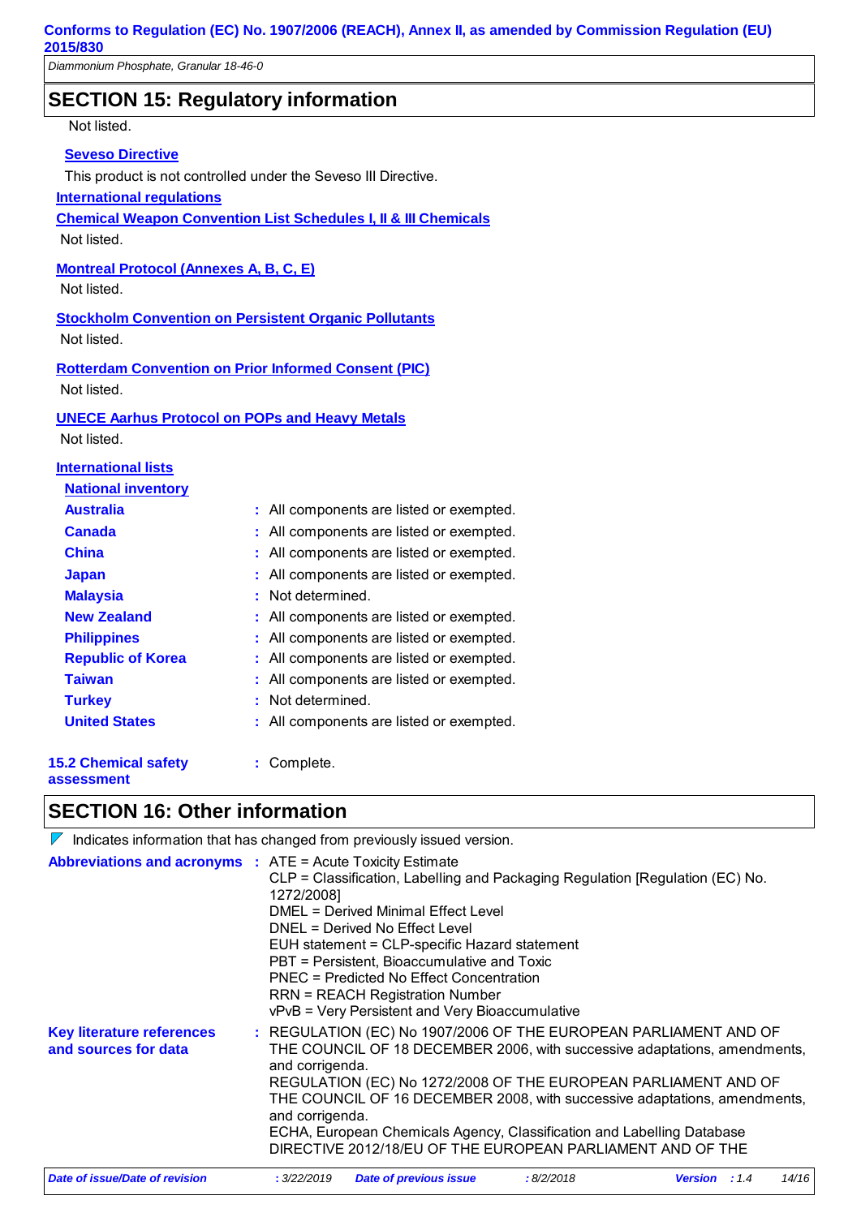## SECTION 15: Regulatory information

Not listed.

**Seveso Directive**

This product is not controlled under the Seveso III Directive.

**International regulations**

**Chemical Weapon Convention List Schedules I, II & III Chemicals**

Not listed.

**Montreal Protocol (Annexes A, B, C, E)**

Not listed.

**Stockholm Convention on Persistent Organic Pollutants**

Not listed.

**Rotterdam Convention on Prior Informed Consent (PIC)**

Not listed.

**UNECE Aarhus Protocol on POPs and Heavy Metals**

Not listed.

**International lists**

**National inventory**

| | |
|---|---|
| **Australia** | : All components are listed or exempted. |
| **Canada** | : All components are listed or exempted. |
| **China** | : All components are listed or exempted. |
| **Japan** | : All components are listed or exempted. |
| **Malaysia** | : Not determined. |
| **New Zealand** | : All components are listed or exempted. |
| **Philippines** | : All components are listed or exempted. |
| **Republic of Korea** | : All components are listed or exempted. |
| **Taiwan** | : All components are listed or exempted. |
| **Turkey** | : Not determined. |
| **United States** | : All components are listed or exempted. |

**15.2 Chemical safety assessment** : Complete.

## SECTION 16: Other information

Indicates information that has changed from previously issued version.

**Abbreviations and acronyms** :
ATE = Acute Toxicity Estimate
CLP = Classification, Labelling and Packaging Regulation [Regulation (EC) No. 1272/2008]
DMEL = Derived Minimal Effect Level
DNEL = Derived No Effect Level
EUH statement = CLP-specific Hazard statement
PBT = Persistent, Bioaccumulative and Toxic
PNEC = Predicted No Effect Concentration
RRN = REACH Registration Number
vPvB = Very Persistent and Very Bioaccumulative

**Key literature references and sources for data** :
REGULATION (EC) No 1907/2006 OF THE EUROPEAN PARLIAMENT AND OF THE COUNCIL OF 18 DECEMBER 2006, with successive adaptations, amendments, and corrigenda.
REGULATION (EC) No 1272/2008 OF THE EUROPEAN PARLIAMENT AND OF THE COUNCIL OF 16 DECEMBER 2008, with successive adaptations, amendments, and corrigenda.
ECHA, European Chemicals Agency, Classification and Labelling Database
DIRECTIVE 2012/18/EU OF THE EUROPEAN PARLIAMENT AND OF THE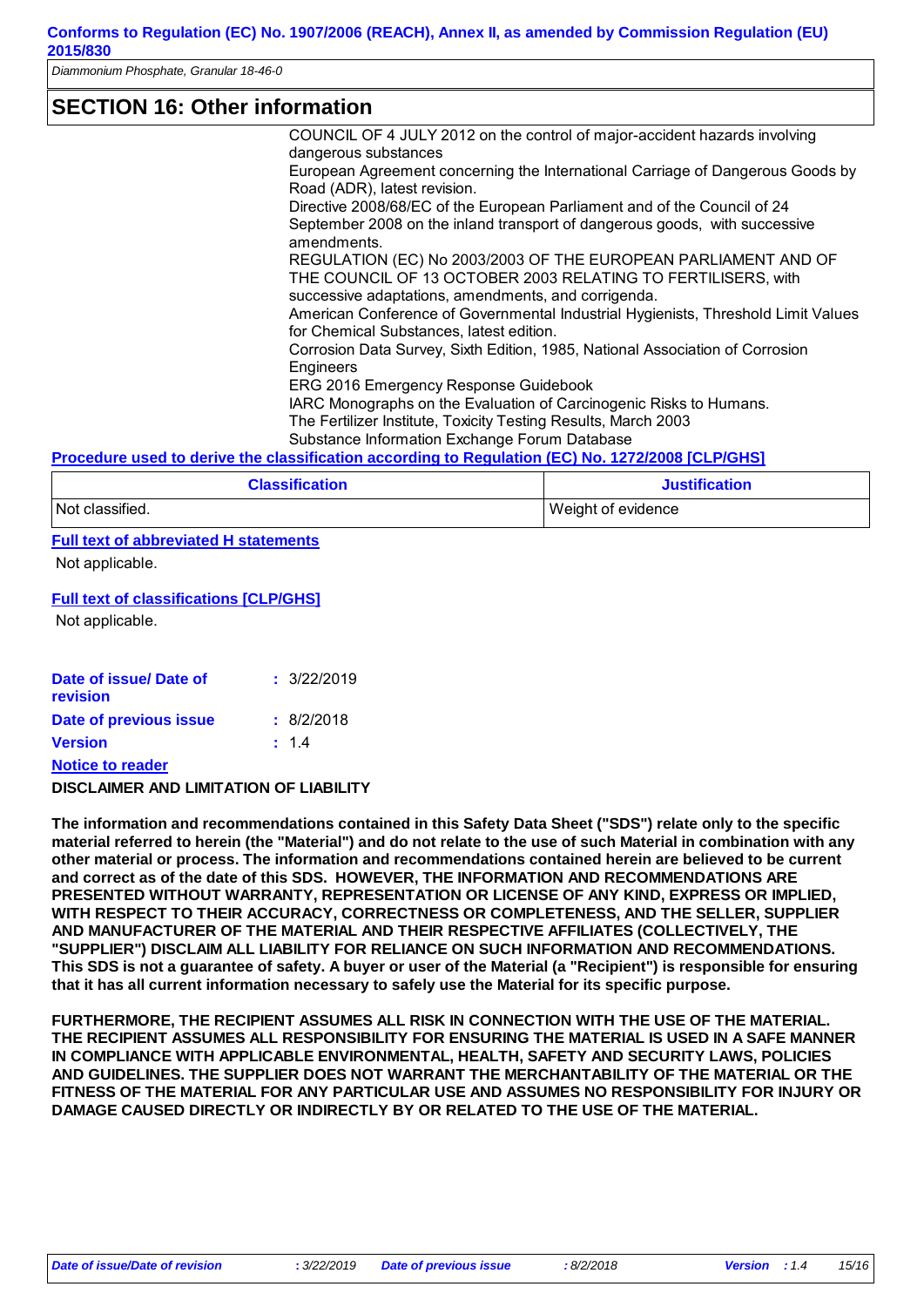## SECTION 16: Other information

COUNCIL OF 4 JULY 2012 on the control of major-accident hazards involving dangerous substances
European Agreement concerning the International Carriage of Dangerous Goods by Road (ADR), latest revision.
Directive 2008/68/EC of the European Parliament and of the Council of 24 September 2008 on the inland transport of dangerous goods, with successive amendments.
REGULATION (EC) No 2003/2003 OF THE EUROPEAN PARLIAMENT AND OF THE COUNCIL OF 13 OCTOBER 2003 RELATING TO FERTILISERS, with successive adaptations, amendments, and corrigenda.
American Conference of Governmental Industrial Hygienists, Threshold Limit Values for Chemical Substances, latest edition.
Corrosion Data Survey, Sixth Edition, 1985, National Association of Corrosion Engineers
ERG 2016 Emergency Response Guidebook
IARC Monographs on the Evaluation of Carcinogenic Risks to Humans.
The Fertilizer Institute, Toxicity Testing Results, March 2003
Substance Information Exchange Forum Database

**Procedure used to derive the classification according to Regulation (EC) No. 1272/2008 [CLP/GHS]**

| Classification | Justification |
|---|---|
| Not classified. | Weight of evidence |

**Full text of abbreviated H statements**

Not applicable.

**Full text of classifications [CLP/GHS]**

Not applicable.

**Date of issue/ Date of revision** : 3/22/2019

**Date of previous issue** : 8/2/2018

**Version** : 1.4

**Notice to reader**

**DISCLAIMER AND LIMITATION OF LIABILITY**

**The information and recommendations contained in this Safety Data Sheet ("SDS") relate only to the specific material referred to herein (the "Material") and do not relate to the use of such Material in combination with any other material or process. The information and recommendations contained herein are believed to be current and correct as of the date of this SDS. HOWEVER, THE INFORMATION AND RECOMMENDATIONS ARE PRESENTED WITHOUT WARRANTY, REPRESENTATION OR LICENSE OF ANY KIND, EXPRESS OR IMPLIED, WITH RESPECT TO THEIR ACCURACY, CORRECTNESS OR COMPLETENESS, AND THE SELLER, SUPPLIER AND MANUFACTURER OF THE MATERIAL AND THEIR RESPECTIVE AFFILIATES (COLLECTIVELY, THE "SUPPLIER") DISCLAIM ALL LIABILITY FOR RELIANCE ON SUCH INFORMATION AND RECOMMENDATIONS. This SDS is not a guarantee of safety. A buyer or user of the Material (a "Recipient") is responsible for ensuring that it has all current information necessary to safely use the Material for its specific purpose.**

**FURTHERMORE, THE RECIPIENT ASSUMES ALL RISK IN CONNECTION WITH THE USE OF THE MATERIAL. THE RECIPIENT ASSUMES ALL RESPONSIBILITY FOR ENSURING THE MATERIAL IS USED IN A SAFE MANNER IN COMPLIANCE WITH APPLICABLE ENVIRONMENTAL, HEALTH, SAFETY AND SECURITY LAWS, POLICIES AND GUIDELINES. THE SUPPLIER DOES NOT WARRANT THE MERCHANTABILITY OF THE MATERIAL OR THE FITNESS OF THE MATERIAL FOR ANY PARTICULAR USE AND ASSUMES NO RESPONSIBILITY FOR INJURY OR DAMAGE CAUSED DIRECTLY OR INDIRECTLY BY OR RELATED TO THE USE OF THE MATERIAL.**